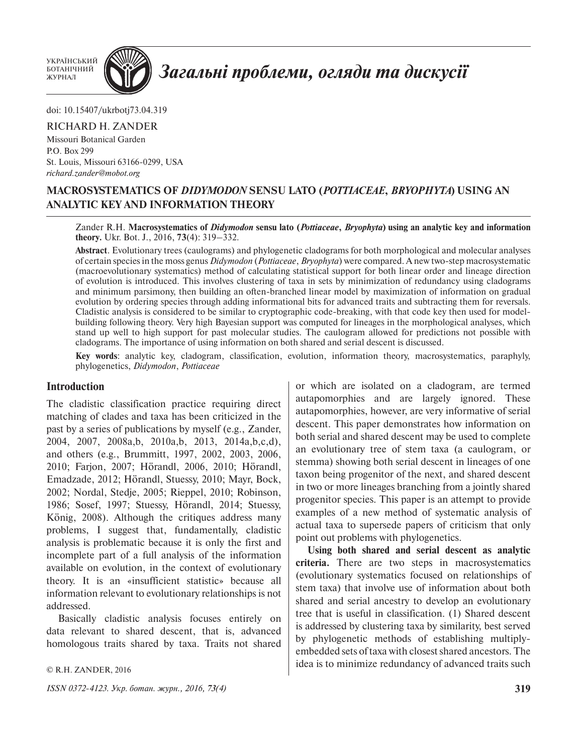УКРАЇНСЬКИЙ БОТАНІЧНИЙ ЖУРНАЛ

*Загальні проблеми, огляди та дискусії*

doi: 10.15407/ukrbotj73.04.319

RICHARD H. ZANDER

Missouri Botanical Garden
P.O. Box 299
St. Louis, Missouri 63166-0299, USA
*richard.zander@mobot.org*

# MACROSYSTEMATICS OF *DIDYMODON* SENSU LATO (*POTTIACEAE*, *BRYOPHYTA*) USING AN ANALYTIC KEY AND INFORMATION THEORY

Zander R.H. **Macrosystematics of *Didymodon* sensu lato (*Pottiaceae*, *Bryophyta*) using an analytic key and information theory.** Ukr. Bot. J., 2016, **73**(4): 319–332.

**Abstract**. Evolutionary trees (caulograms) and phylogenetic cladograms for both morphological and molecular analyses of certain species in the moss genus *Didymodon* (*Pottiaceae*, *Bryophyta*) were compared. A new two-step macrosystematic (macroevolutionary systematics) method of calculating statistical support for both linear order and lineage direction of evolution is introduced. This involves clustering of taxa in sets by minimization of redundancy using cladograms and minimum parsimony, then building an often-branched linear model by maximization of information on gradual evolution by ordering species through adding informational bits for advanced traits and subtracting them for reversals. Cladistic analysis is considered to be similar to cryptographic code-breaking, with that code key then used for model-building following theory. Very high Bayesian support was computed for lineages in the morphological analyses, which stand up well to high support for past molecular studies. The caulogram allowed for predictions not possible with cladograms. The importance of using information on both shared and serial descent is discussed.

**Key words**: analytic key, cladogram, classification, evolution, information theory, macrosystematics, paraphyly, phylogenetics, *Didymodon*, *Pottiaceae*

## Introduction

The cladistic classification practice requiring direct matching of clades and taxa has been criticized in the past by a series of publications by myself (e.g., Zander, 2004, 2007, 2008a,b, 2010a,b, 2013, 2014a,b,c,d), and others (e.g., Brummitt, 1997, 2002, 2003, 2006, 2010; Farjon, 2007; Hörandl, 2006, 2010; Hörandl, Emadzade, 2012; Hörandl, Stuessy, 2010; Mayr, Bock, 2002; Nordal, Stedje, 2005; Rieppel, 2010; Robinson, 1986; Sosef, 1997; Stuessy, Hörandl, 2014; Stuessy, König, 2008). Although the critiques address many problems, I suggest that, fundamentally, cladistic analysis is problematic because it is only the first and incomplete part of a full analysis of the information available on evolution, in the context of evolutionary theory. It is an «insufficient statistic» because all information relevant to evolutionary relationships is not addressed.

Basically cladistic analysis focuses entirely on data relevant to shared descent, that is, advanced homologous traits shared by taxa. Traits not shared or which are isolated on a cladogram, are termed autapomorphies and are largely ignored. These autapomorphies, however, are very informative of serial descent. This paper demonstrates how information on both serial and shared descent may be used to complete an evolutionary tree of stem taxa (a caulogram, or stemma) showing both serial descent in lineages of one taxon being progenitor of the next, and shared descent in two or more lineages branching from a jointly shared progenitor species. This paper is an attempt to provide examples of a new method of systematic analysis of actual taxa to supersede papers of criticism that only point out problems with phylogenetics.

**Using both shared and serial descent as analytic criteria.** There are two steps in macrosystematics (evolutionary systematics focused on relationships of stem taxa) that involve use of information about both shared and serial ancestry to develop an evolutionary tree that is useful in classification. (1) Shared descent is addressed by clustering taxa by similarity, best served by phylogenetic methods of establishing multiply-embedded sets of taxa with closest shared ancestors. The idea is to minimize redundancy of advanced traits such

© R.H. ZANDER, 2016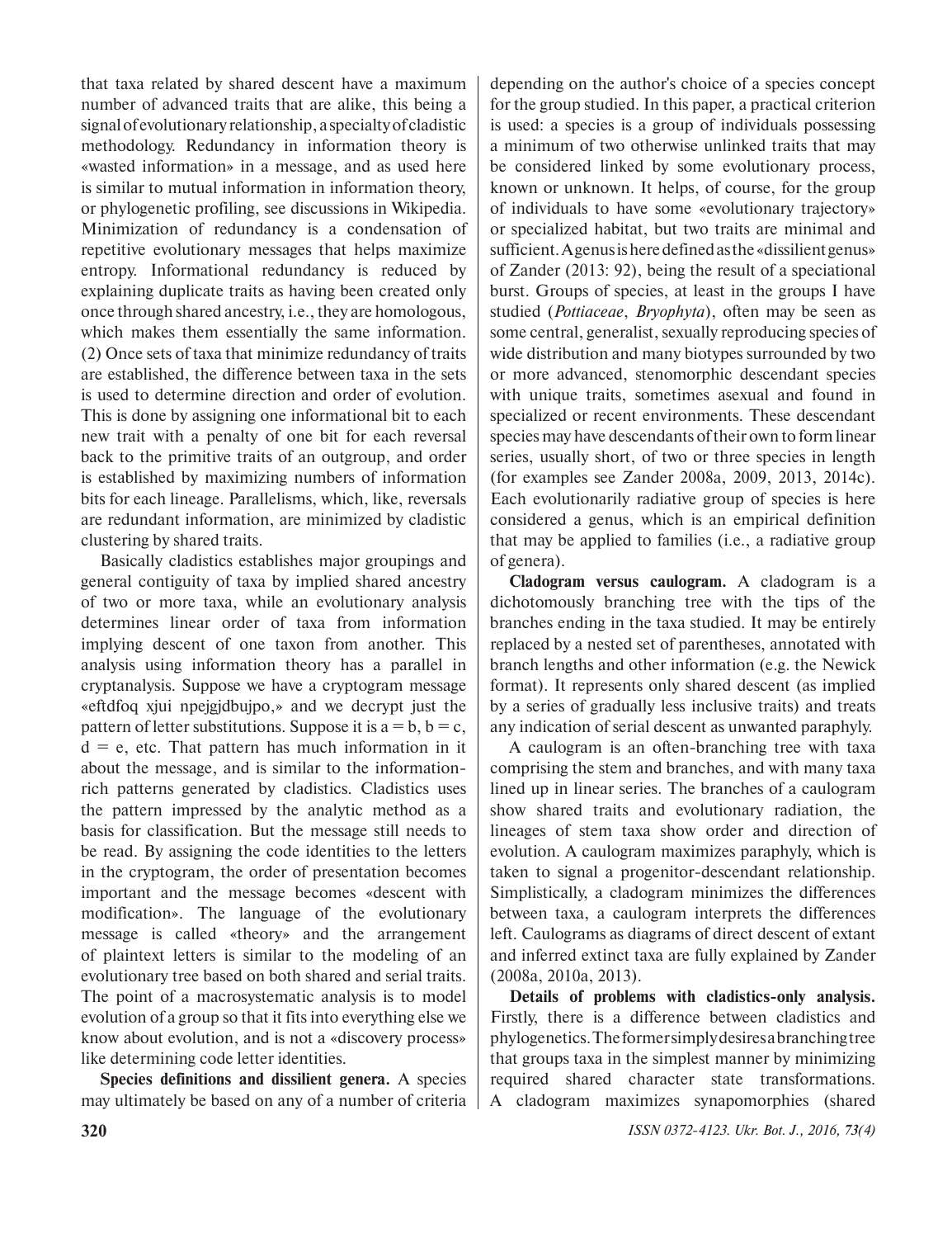that taxa related by shared descent have a maximum number of advanced traits that are alike, this being a signal of evolutionary relationship, a specialty of cladistic methodology. Redundancy in information theory is «wasted information» in a message, and as used here is similar to mutual information in information theory, or phylogenetic profiling, see discussions in Wikipedia. Minimization of redundancy is a condensation of repetitive evolutionary messages that helps maximize entropy. Informational redundancy is reduced by explaining duplicate traits as having been created only once through shared ancestry, i.e., they are homologous, which makes them essentially the same information. (2) Once sets of taxa that minimize redundancy of traits are established, the difference between taxa in the sets is used to determine direction and order of evolution. This is done by assigning one informational bit to each new trait with a penalty of one bit for each reversal back to the primitive traits of an outgroup, and order is established by maximizing numbers of information bits for each lineage. Parallelisms, which, like, reversals are redundant information, are minimized by cladistic clustering by shared traits.

Basically cladistics establishes major groupings and general contiguity of taxa by implied shared ancestry of two or more taxa, while an evolutionary analysis determines linear order of taxa from information implying descent of one taxon from another. This analysis using information theory has a parallel in cryptanalysis. Suppose we have a cryptogram message «eftdfoq xjui npejgjdbujpo,» and we decrypt just the pattern of letter substitutions. Suppose it is a = b, b = c, d = e, etc. That pattern has much information in it about the message, and is similar to the information-rich patterns generated by cladistics. Cladistics uses the pattern impressed by the analytic method as a basis for classification. But the message still needs to be read. By assigning the code identities to the letters in the cryptogram, the order of presentation becomes important and the message becomes «descent with modification». The language of the evolutionary message is called «theory» and the arrangement of plaintext letters is similar to the modeling of an evolutionary tree based on both shared and serial traits. The point of a macrosystematic analysis is to model evolution of a group so that it fits into everything else we know about evolution, and is not a «discovery process» like determining code letter identities.

**Species definitions and dissilient genera.** A species may ultimately be based on any of a number of criteria depending on the author's choice of a species concept for the group studied. In this paper, a practical criterion is used: a species is a group of individuals possessing a minimum of two otherwise unlinked traits that may be considered linked by some evolutionary process, known or unknown. It helps, of course, for the group of individuals to have some «evolutionary trajectory» or specialized habitat, but two traits are minimal and sufficient. A genus is here defined as the «dissilient genus» of Zander (2013: 92), being the result of a speciational burst. Groups of species, at least in the groups I have studied (*Pottiaceae*, *Bryophyta*), often may be seen as some central, generalist, sexually reproducing species of wide distribution and many biotypes surrounded by two or more advanced, stenomorphic descendant species with unique traits, sometimes asexual and found in specialized or recent environments. These descendant species may have descendants of their own to form linear series, usually short, of two or three species in length (for examples see Zander 2008a, 2009, 2013, 2014c). Each evolutionarily radiative group of species is here considered a genus, which is an empirical definition that may be applied to families (i.e., a radiative group of genera).

**Cladogram versus caulogram.** A cladogram is a dichotomously branching tree with the tips of the branches ending in the taxa studied. It may be entirely replaced by a nested set of parentheses, annotated with branch lengths and other information (e.g. the Newick format). It represents only shared descent (as implied by a series of gradually less inclusive traits) and treats any indication of serial descent as unwanted paraphyly.

A caulogram is an often-branching tree with taxa comprising the stem and branches, and with many taxa lined up in linear series. The branches of a caulogram show shared traits and evolutionary radiation, the lineages of stem taxa show order and direction of evolution. A caulogram maximizes paraphyly, which is taken to signal a progenitor-descendant relationship. Simplistically, a cladogram minimizes the differences between taxa, a caulogram interprets the differences left. Caulograms as diagrams of direct descent of extant and inferred extinct taxa are fully explained by Zander (2008a, 2010a, 2013).

**Details of problems with cladistics-only analysis.** Firstly, there is a difference between cladistics and phylogenetics. The former simply desires a branching tree that groups taxa in the simplest manner by minimizing required shared character state transformations. A cladogram maximizes synapomorphies (shared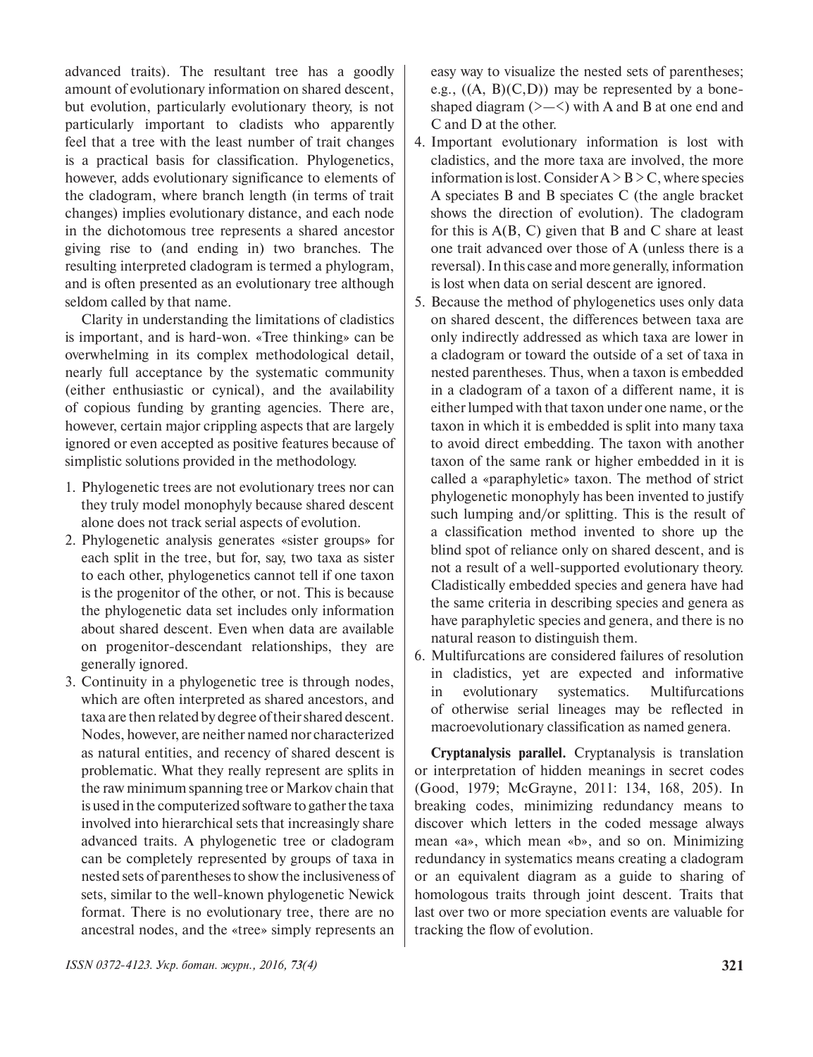advanced traits). The resultant tree has a goodly amount of evolutionary information on shared descent, but evolution, particularly evolutionary theory, is not particularly important to cladists who apparently feel that a tree with the least number of trait changes is a practical basis for classification. Phylogenetics, however, adds evolutionary significance to elements of the cladogram, where branch length (in terms of trait changes) implies evolutionary distance, and each node in the dichotomous tree represents a shared ancestor giving rise to (and ending in) two branches. The resulting interpreted cladogram is termed a phylogram, and is often presented as an evolutionary tree although seldom called by that name.

Clarity in understanding the limitations of cladistics is important, and is hard-won. «Tree thinking» can be overwhelming in its complex methodological detail, nearly full acceptance by the systematic community (either enthusiastic or cynical), and the availability of copious funding by granting agencies. There are, however, certain major crippling aspects that are largely ignored or even accepted as positive features because of simplistic solutions provided in the methodology.

1. Phylogenetic trees are not evolutionary trees nor can they truly model monophyly because shared descent alone does not track serial aspects of evolution.
2. Phylogenetic analysis generates «sister groups» for each split in the tree, but for, say, two taxa as sister to each other, phylogenetics cannot tell if one taxon is the progenitor of the other, or not. This is because the phylogenetic data set includes only information about shared descent. Even when data are available on progenitor-descendant relationships, they are generally ignored.
3. Continuity in a phylogenetic tree is through nodes, which are often interpreted as shared ancestors, and taxa are then related by degree of their shared descent. Nodes, however, are neither named nor characterized as natural entities, and recency of shared descent is problematic. What they really represent are splits in the raw minimum spanning tree or Markov chain that is used in the computerized software to gather the taxa involved into hierarchical sets that increasingly share advanced traits. A phylogenetic tree or cladogram can be completely represented by groups of taxa in nested sets of parentheses to show the inclusiveness of sets, similar to the well-known phylogenetic Newick format. There is no evolutionary tree, there are no ancestral nodes, and the «tree» simply represents an easy way to visualize the nested sets of parentheses; e.g., ((A, B)(C,D)) may be represented by a bone-shaped diagram (>—<) with A and B at one end and C and D at the other.
4. Important evolutionary information is lost with cladistics, and the more taxa are involved, the more information is lost. Consider A > B > C, where species A speciates B and B speciates C (the angle bracket shows the direction of evolution). The cladogram for this is A(B, C) given that B and C share at least one trait advanced over those of A (unless there is a reversal). In this case and more generally, information is lost when data on serial descent are ignored.
5. Because the method of phylogenetics uses only data on shared descent, the differences between taxa are only indirectly addressed as which taxa are lower in a cladogram or toward the outside of a set of taxa in nested parentheses. Thus, when a taxon is embedded in a cladogram of a taxon of a different name, it is either lumped with that taxon under one name, or the taxon in which it is embedded is split into many taxa to avoid direct embedding. The taxon with another taxon of the same rank or higher embedded in it is called a «paraphyletic» taxon. The method of strict phylogenetic monophyly has been invented to justify such lumping and/or splitting. This is the result of a classification method invented to shore up the blind spot of reliance only on shared descent, and is not a result of a well-supported evolutionary theory. Cladistically embedded species and genera have had the same criteria in describing species and genera as have paraphyletic species and genera, and there is no natural reason to distinguish them.
6. Multifurcations are considered failures of resolution in cladistics, yet are expected and informative in evolutionary systematics. Multifurcations of otherwise serial lineages may be reflected in macroevolutionary classification as named genera.

**Cryptanalysis parallel.** Cryptanalysis is translation or interpretation of hidden meanings in secret codes (Good, 1979; McGrayne, 2011: 134, 168, 205). In breaking codes, minimizing redundancy means to discover which letters in the coded message always mean «a», which mean «b», and so on. Minimizing redundancy in systematics means creating a cladogram or an equivalent diagram as a guide to sharing of homologous traits through joint descent. Traits that last over two or more speciation events are valuable for tracking the flow of evolution.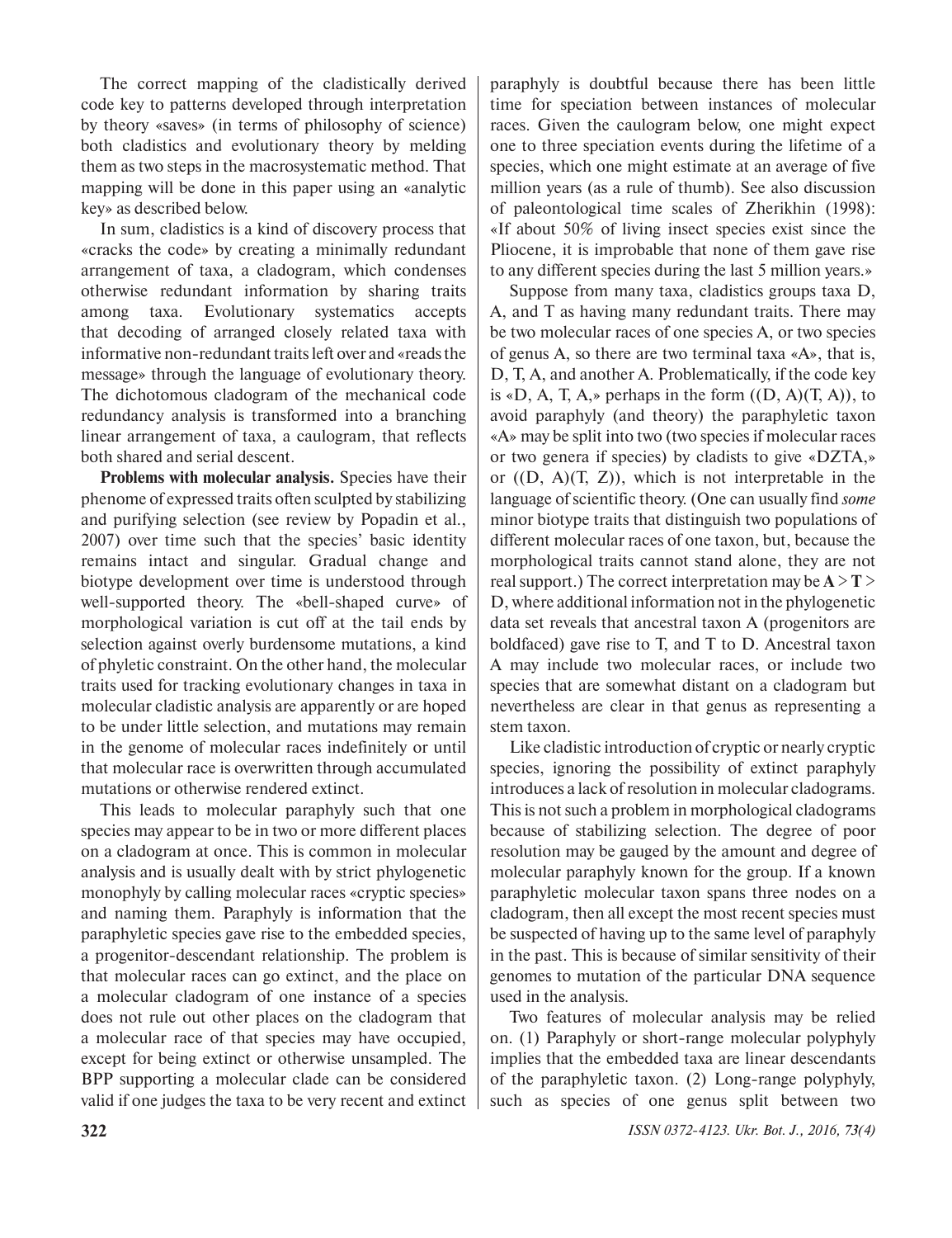The correct mapping of the cladistically derived code key to patterns developed through interpretation by theory «saves» (in terms of philosophy of science) both cladistics and evolutionary theory by melding them as two steps in the macrosystematic method. That mapping will be done in this paper using an «analytic key» as described below.

In sum, cladistics is a kind of discovery process that «cracks the code» by creating a minimally redundant arrangement of taxa, a cladogram, which condenses otherwise redundant information by sharing traits among taxa. Evolutionary systematics accepts that decoding of arranged closely related taxa with informative non-redundant traits left over and «reads the message» through the language of evolutionary theory. The dichotomous cladogram of the mechanical code redundancy analysis is transformed into a branching linear arrangement of taxa, a caulogram, that reflects both shared and serial descent.

**Problems with molecular analysis.** Species have their phenome of expressed traits often sculpted by stabilizing and purifying selection (see review by Popadin et al., 2007) over time such that the species' basic identity remains intact and singular. Gradual change and biotype development over time is understood through well-supported theory. The «bell-shaped curve» of morphological variation is cut off at the tail ends by selection against overly burdensome mutations, a kind of phyletic constraint. On the other hand, the molecular traits used for tracking evolutionary changes in taxa in molecular cladistic analysis are apparently or are hoped to be under little selection, and mutations may remain in the genome of molecular races indefinitely or until that molecular race is overwritten through accumulated mutations or otherwise rendered extinct.

This leads to molecular paraphyly such that one species may appear to be in two or more different places on a cladogram at once. This is common in molecular analysis and is usually dealt with by strict phylogenetic monophyly by calling molecular races «cryptic species» and naming them. Paraphyly is information that the paraphyletic species gave rise to the embedded species, a progenitor-descendant relationship. The problem is that molecular races can go extinct, and the place on a molecular cladogram of one instance of a species does not rule out other places on the cladogram that a molecular race of that species may have occupied, except for being extinct or otherwise unsampled. The BPP supporting a molecular clade can be considered valid if one judges the taxa to be very recent and extinct paraphyly is doubtful because there has been little time for speciation between instances of molecular races. Given the caulogram below, one might expect one to three speciation events during the lifetime of a species, which one might estimate at an average of five million years (as a rule of thumb). See also discussion of paleontological time scales of Zherikhin (1998): «If about 50% of living insect species exist since the Pliocene, it is improbable that none of them gave rise to any different species during the last 5 million years.»

Suppose from many taxa, cladistics groups taxa D, A, and T as having many redundant traits. There may be two molecular races of one species A, or two species of genus A, so there are two terminal taxa «A», that is, D, T, A, and another A. Problematically, if the code key is «D, A, T, A,» perhaps in the form ((D, A)(T, A)), to avoid paraphyly (and theory) the paraphyletic taxon «A» may be split into two (two species if molecular races or two genera if species) by cladists to give «DZTA,» or ((D, A)(T, Z)), which is not interpretable in the language of scientific theory. (One can usually find *some* minor biotype traits that distinguish two populations of different molecular races of one taxon, but, because the morphological traits cannot stand alone, they are not real support.) The correct interpretation may be **A** > **T** > D, where additional information not in the phylogenetic data set reveals that ancestral taxon A (progenitors are boldfaced) gave rise to T, and T to D. Ancestral taxon A may include two molecular races, or include two species that are somewhat distant on a cladogram but nevertheless are clear in that genus as representing a stem taxon.

Like cladistic introduction of cryptic or nearly cryptic species, ignoring the possibility of extinct paraphyly introduces a lack of resolution in molecular cladograms. This is not such a problem in morphological cladograms because of stabilizing selection. The degree of poor resolution may be gauged by the amount and degree of molecular paraphyly known for the group. If a known paraphyletic molecular taxon spans three nodes on a cladogram, then all except the most recent species must be suspected of having up to the same level of paraphyly in the past. This is because of similar sensitivity of their genomes to mutation of the particular DNA sequence used in the analysis.

Two features of molecular analysis may be relied on. (1) Paraphyly or short-range molecular polyphyly implies that the embedded taxa are linear descendants of the paraphyletic taxon. (2) Long-range polyphyly, such as species of one genus split between two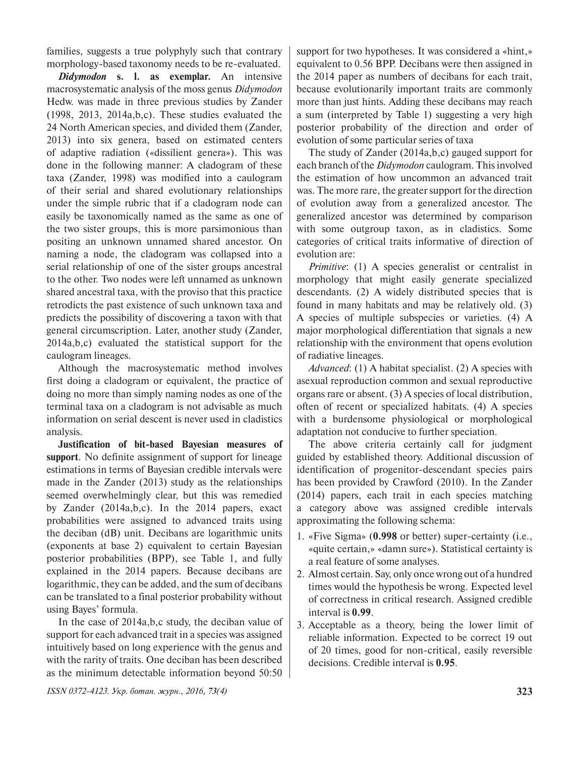families, suggests a true polyphyly such that contrary morphology-based taxonomy needs to be re-evaluated.

***Didymodon* s. l. as exemplar.** An intensive macrosystematic analysis of the moss genus *Didymodon* Hedw. was made in three previous studies by Zander (1998, 2013, 2014a,b,c). These studies evaluated the 24 North American species, and divided them (Zander, 2013) into six genera, based on estimated centers of adaptive radiation («dissilient genera»). This was done in the following manner: A cladogram of these taxa (Zander, 1998) was modified into a caulogram of their serial and shared evolutionary relationships under the simple rubric that if a cladogram node can easily be taxonomically named as the same as one of the two sister groups, this is more parsimonious than positing an unknown unnamed shared ancestor. On naming a node, the cladogram was collapsed into a serial relationship of one of the sister groups ancestral to the other. Two nodes were left unnamed as unknown shared ancestral taxa, with the proviso that this practice retrodicts the past existence of such unknown taxa and predicts the possibility of discovering a taxon with that general circumscription. Later, another study (Zander, 2014a,b,c) evaluated the statistical support for the caulogram lineages.

Although the macrosystematic method involves first doing a cladogram or equivalent, the practice of doing no more than simply naming nodes as one of the terminal taxa on a cladogram is not advisable as much information on serial descent is never used in cladistics analysis.

**Justification of bit-based Bayesian measures of support**. No definite assignment of support for lineage estimations in terms of Bayesian credible intervals were made in the Zander (2013) study as the relationships seemed overwhelmingly clear, but this was remedied by Zander (2014a,b,c). In the 2014 papers, exact probabilities were assigned to advanced traits using the deciban (dB) unit. Decibans are logarithmic units (exponents at base 2) equivalent to certain Bayesian posterior probabilities (BPP), see Table 1, and fully explained in the 2014 papers. Because decibans are logarithmic, they can be added, and the sum of decibans can be translated to a final posterior probability without using Bayes' formula.

In the case of 2014a,b,c study, the deciban value of support for each advanced trait in a species was assigned intuitively based on long experience with the genus and with the rarity of traits. One deciban has been described as the minimum detectable information beyond 50:50 support for two hypotheses. It was considered a «hint,» equivalent to 0.56 BPP. Decibans were then assigned in the 2014 paper as numbers of decibans for each trait, because evolutionarily important traits are commonly more than just hints. Adding these decibans may reach a sum (interpreted by Table 1) suggesting a very high posterior probability of the direction and order of evolution of some particular series of taxa

The study of Zander (2014a,b,c) gauged support for each branch of the *Didymodon* caulogram. This involved the estimation of how uncommon an advanced trait was. The more rare, the greater support for the direction of evolution away from a generalized ancestor. The generalized ancestor was determined by comparison with some outgroup taxon, as in cladistics. Some categories of critical traits informative of direction of evolution are:

*Primitive*: (1) A species generalist or centralist in morphology that might easily generate specialized descendants. (2) A widely distributed species that is found in many habitats and may be relatively old. (3) A species of multiple subspecies or varieties. (4) A major morphological differentiation that signals a new relationship with the environment that opens evolution of radiative lineages.

*Advanced*: (1) A habitat specialist. (2) A species with asexual reproduction common and sexual reproductive organs rare or absent. (3) A species of local distribution, often of recent or specialized habitats. (4) A species with a burdensome physiological or morphological adaptation not conducive to further speciation.

The above criteria certainly call for judgment guided by established theory. Additional discussion of identification of progenitor-descendant species pairs has been provided by Crawford (2010). In the Zander (2014) papers, each trait in each species matching a category above was assigned credible intervals approximating the following schema:

1. «Five Sigma» (**0.998** or better) super-certainty (i.e., «quite certain,» «damn sure»). Statistical certainty is a real feature of some analyses.
2. Almost certain. Say, only once wrong out of a hundred times would the hypothesis be wrong. Expected level of correctness in critical research. Assigned credible interval is **0.99**.
3. Acceptable as a theory, being the lower limit of reliable information. Expected to be correct 19 out of 20 times, good for non-critical, easily reversible decisions. Credible interval is **0.95**.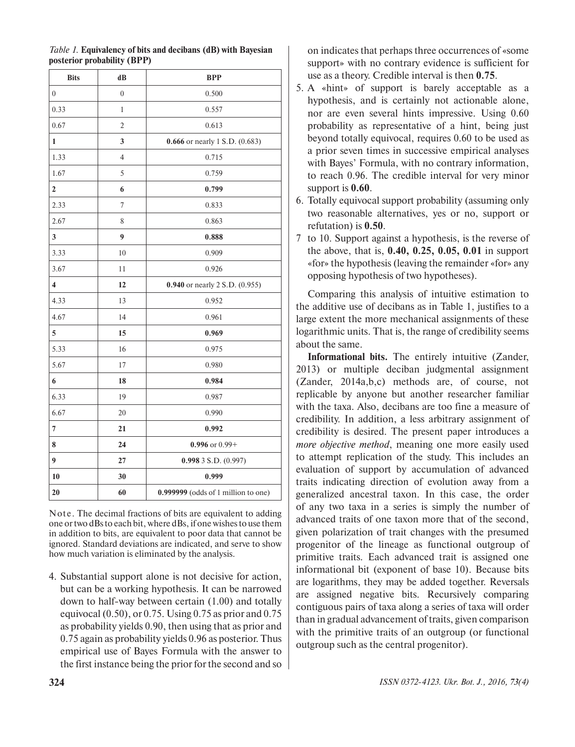*Table 1.* **Equivalency of bits and decibans (dB) with Bayesian posterior probability (BPP)**

| Bits | dB | BPP |
|---|---|---|
| 0 | 0 | 0.500 |
| 0.33 | 1 | 0.557 |
| 0.67 | 2 | 0.613 |
| **1** | **3** | **0.666** or nearly 1 S.D. (0.683) |
| 1.33 | 4 | 0.715 |
| 1.67 | 5 | 0.759 |
| **2** | **6** | **0.799** |
| 2.33 | 7 | 0.833 |
| 2.67 | 8 | 0.863 |
| **3** | **9** | **0.888** |
| 3.33 | 10 | 0.909 |
| 3.67 | 11 | 0.926 |
| **4** | **12** | **0.940** or nearly 2 S.D. (0.955) |
| 4.33 | 13 | 0.952 |
| 4.67 | 14 | 0.961 |
| **5** | **15** | **0.969** |
| 5.33 | 16 | 0.975 |
| 5.67 | 17 | 0.980 |
| **6** | **18** | **0.984** |
| 6.33 | 19 | 0.987 |
| 6.67 | 20 | 0.990 |
| **7** | **21** | **0.992** |
| **8** | **24** | **0.996** or 0.99+ |
| **9** | **27** | **0.998** 3 S.D. (0.997) |
| **10** | **30** | **0.999** |
| **20** | **60** | **0.999999** (odds of 1 million to one) |

Note. The decimal fractions of bits are equivalent to adding one or two dBs to each bit, where dBs, if one wishes to use them in addition to bits, are equivalent to poor data that cannot be ignored. Standard deviations are indicated, and serve to show how much variation is eliminated by the analysis.

4. Substantial support alone is not decisive for action, but can be a working hypothesis. It can be narrowed down to half-way between certain (1.00) and totally equivocal (0.50), or 0.75. Using 0.75 as prior and 0.75 as probability yields 0.90, then using that as prior and 0.75 again as probability yields 0.96 as posterior. Thus empirical use of Bayes Formula with the answer to the first instance being the prior for the second and so on indicates that perhaps three occurrences of «some support» with no contrary evidence is sufficient for use as a theory. Credible interval is then **0.75**.
5. A «hint» of support is barely acceptable as a hypothesis, and is certainly not actionable alone, nor are even several hints impressive. Using 0.60 probability as representative of a hint, being just beyond totally equivocal, requires 0.60 to be used as a prior seven times in successive empirical analyses with Bayes' Formula, with no contrary information, to reach 0.96. The credible interval for very minor support is **0.60**.
6. Totally equivocal support probability (assuming only two reasonable alternatives, yes or no, support or refutation) is **0.50**.
7 to 10. Support against a hypothesis, is the reverse of the above, that is, **0.40, 0.25, 0.05, 0.01** in support «for» the hypothesis (leaving the remainder «for» any opposing hypothesis of two hypotheses).

Comparing this analysis of intuitive estimation to the additive use of decibans as in Table 1, justifies to a large extent the more mechanical assignments of these logarithmic units. That is, the range of credibility seems about the same.

**Informational bits.** The entirely intuitive (Zander, 2013) or multiple deciban judgmental assignment (Zander, 2014a,b,c) methods are, of course, not replicable by anyone but another researcher familiar with the taxa. Also, decibans are too fine a measure of credibility. In addition, a less arbitrary assignment of credibility is desired. The present paper introduces a *more objective method*, meaning one more easily used to attempt replication of the study. This includes an evaluation of support by accumulation of advanced traits indicating direction of evolution away from a generalized ancestral taxon. In this case, the order of any two taxa in a series is simply the number of advanced traits of one taxon more that of the second, given polarization of trait changes with the presumed progenitor of the lineage as functional outgroup of primitive traits. Each advanced trait is assigned one informational bit (exponent of base 10). Because bits are logarithms, they may be added together. Reversals are assigned negative bits. Recursively comparing contiguous pairs of taxa along a series of taxa will order than in gradual advancement of traits, given comparison with the primitive traits of an outgroup (or functional outgroup such as the central progenitor).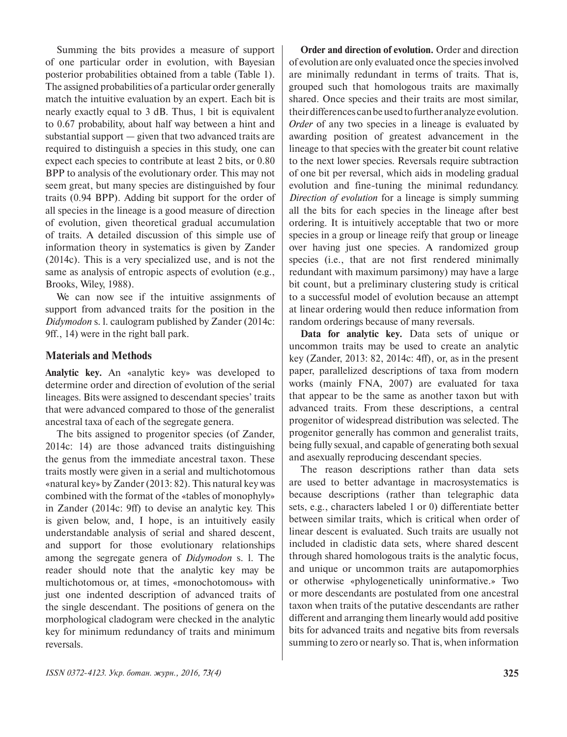Summing the bits provides a measure of support of one particular order in evolution, with Bayesian posterior probabilities obtained from a table (Table 1). The assigned probabilities of a particular order generally match the intuitive evaluation by an expert. Each bit is nearly exactly equal to 3 dB. Thus, 1 bit is equivalent to 0.67 probability, about half way between a hint and substantial support — given that two advanced traits are required to distinguish a species in this study, one can expect each species to contribute at least 2 bits, or 0.80 BPP to analysis of the evolutionary order. This may not seem great, but many species are distinguished by four traits (0.94 BPP). Adding bit support for the order of all species in the lineage is a good measure of direction of evolution, given theoretical gradual accumulation of traits. A detailed discussion of this simple use of information theory in systematics is given by Zander (2014c). This is a very specialized use, and is not the same as analysis of entropic aspects of evolution (e.g., Brooks, Wiley, 1988).

We can now see if the intuitive assignments of support from advanced traits for the position in the *Didymodon* s. l. caulogram published by Zander (2014c: 9ff., 14) were in the right ball park.

## Materials and Methods

**Analytic key.** An «analytic key» was developed to determine order and direction of evolution of the serial lineages. Bits were assigned to descendant species' traits that were advanced compared to those of the generalist ancestral taxa of each of the segregate genera.

The bits assigned to progenitor species (of Zander, 2014c: 14) are those advanced traits distinguishing the genus from the immediate ancestral taxon. These traits mostly were given in a serial and multichotomous «natural key» by Zander (2013: 82). This natural key was combined with the format of the «tables of monophyly» in Zander (2014c: 9ff) to devise an analytic key. This is given below, and, I hope, is an intuitively easily understandable analysis of serial and shared descent, and support for those evolutionary relationships among the segregate genera of *Didymodon* s. l. The reader should note that the analytic key may be multichotomous or, at times, «monochotomous» with just one indented description of advanced traits of the single descendant. The positions of genera on the morphological cladogram were checked in the analytic key for minimum redundancy of traits and minimum reversals.

**Order and direction of evolution.** Order and direction of evolution are only evaluated once the species involved are minimally redundant in terms of traits. That is, grouped such that homologous traits are maximally shared. Once species and their traits are most similar, their differences can be used to further analyze evolution. *Order* of any two species in a lineage is evaluated by awarding position of greatest advancement in the lineage to that species with the greater bit count relative to the next lower species. Reversals require subtraction of one bit per reversal, which aids in modeling gradual evolution and fine-tuning the minimal redundancy. *Direction of evolution* for a lineage is simply summing all the bits for each species in the lineage after best ordering. It is intuitively acceptable that two or more species in a group or lineage reify that group or lineage over having just one species. A randomized group species (i.e., that are not first rendered minimally redundant with maximum parsimony) may have a large bit count, but a preliminary clustering study is critical to a successful model of evolution because an attempt at linear ordering would then reduce information from random orderings because of many reversals.

**Data for analytic key.** Data sets of unique or uncommon traits may be used to create an analytic key (Zander, 2013: 82, 2014c: 4ff), or, as in the present paper, parallelized descriptions of taxa from modern works (mainly FNA, 2007) are evaluated for taxa that appear to be the same as another taxon but with advanced traits. From these descriptions, a central progenitor of widespread distribution was selected. The progenitor generally has common and generalist traits, being fully sexual, and capable of generating both sexual and asexually reproducing descendant species.

The reason descriptions rather than data sets are used to better advantage in macrosystematics is because descriptions (rather than telegraphic data sets, e.g., characters labeled 1 or 0) differentiate better between similar traits, which is critical when order of linear descent is evaluated. Such traits are usually not included in cladistic data sets, where shared descent through shared homologous traits is the analytic focus, and unique or uncommon traits are autapomorphies or otherwise «phylogenetically uninformative.» Two or more descendants are postulated from one ancestral taxon when traits of the putative descendants are rather different and arranging them linearly would add positive bits for advanced traits and negative bits from reversals summing to zero or nearly so. That is, when information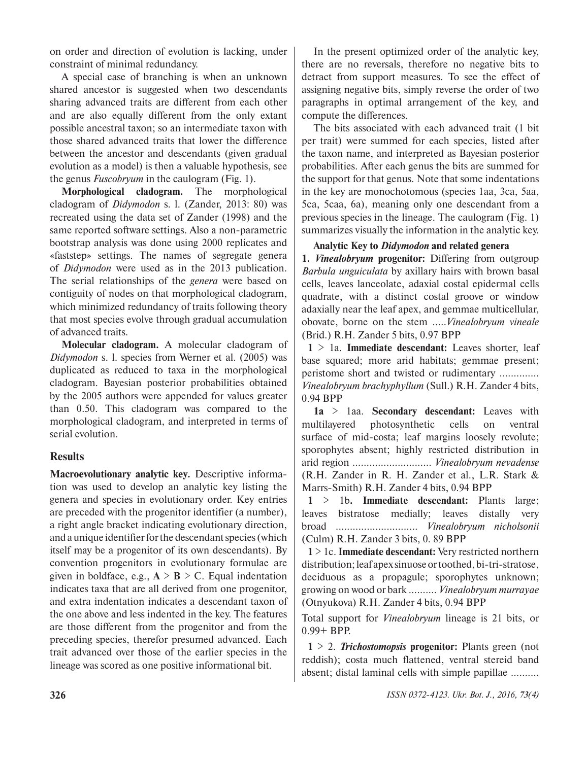on order and direction of evolution is lacking, under constraint of minimal redundancy.

A special case of branching is when an unknown shared ancestor is suggested when two descendants sharing advanced traits are different from each other and are also equally different from the only extant possible ancestral taxon; so an intermediate taxon with those shared advanced traits that lower the difference between the ancestor and descendants (given gradual evolution as a model) is then a valuable hypothesis, see the genus *Fuscobryum* in the caulogram (Fig. 1).

**Morphological cladogram.** The morphological cladogram of *Didymodon* s. l. (Zander, 2013: 80) was recreated using the data set of Zander (1998) and the same reported software settings. Also a non-parametric bootstrap analysis was done using 2000 replicates and «faststep» settings. The names of segregate genera of *Didymodon* were used as in the 2013 publication. The serial relationships of the *genera* were based on contiguity of nodes on that morphological cladogram, which minimized redundancy of traits following theory that most species evolve through gradual accumulation of advanced traits.

**Molecular cladogram.** A molecular cladogram of *Didymodon* s. l. species from Werner et al. (2005) was duplicated as reduced to taxa in the morphological cladogram. Bayesian posterior probabilities obtained by the 2005 authors were appended for values greater than 0.50. This cladogram was compared to the morphological cladogram, and interpreted in terms of serial evolution.

## Results

**Macroevolutionary analytic key.** Descriptive information was used to develop an analytic key listing the genera and species in evolutionary order. Key entries are preceded with the progenitor identifier (a number), a right angle bracket indicating evolutionary direction, and a unique identifier for the descendant species (which itself may be a progenitor of its own descendants). By convention progenitors in evolutionary formulae are given in boldface, e.g., **A** > **B** > C. Equal indentation indicates taxa that are all derived from one progenitor, and extra indentation indicates a descendant taxon of the one above and less indented in the key. The features are those different from the progenitor and from the preceding species, therefor presumed advanced. Each trait advanced over those of the earlier species in the lineage was scored as one positive informational bit.

In the present optimized order of the analytic key, there are no reversals, therefore no negative bits to detract from support measures. To see the effect of assigning negative bits, simply reverse the order of two paragraphs in optimal arrangement of the key, and compute the differences.

The bits associated with each advanced trait (1 bit per trait) were summed for each species, listed after the taxon name, and interpreted as Bayesian posterior probabilities. After each genus the bits are summed for the support for that genus. Note that some indentations in the key are monochotomous (species 1aa, 3ca, 5aa, 5ca, 5caa, 6a), meaning only one descendant from a previous species in the lineage. The caulogram (Fig. 1) summarizes visually the information in the analytic key.

**Analytic Key to *Didymodon* and related genera**

**1. *Vinealobryum* progenitor:** Differing from outgroup *Barbula unguiculata* by axillary hairs with brown basal cells, leaves lanceolate, adaxial costal epidermal cells quadrate, with a distinct costal groove or window adaxially near the leaf apex, and gemmae multicellular, obovate, borne on the stem .....*Vinealobryum vineale* (Brid.) R.H. Zander 5 bits, 0.97 BPP

**1** > 1a. **Immediate descendant:** Leaves shorter, leaf base squared; more arid habitats; gemmae present; peristome short and twisted or rudimentary .............. *Vinealobryum brachyphyllum* (Sull.) R.H. Zander 4 bits, 0.94 BPP

**1a** > 1aa. **Secondary descendant:** Leaves with multilayered photosynthetic cells on ventral surface of mid-costa; leaf margins loosely revolute; sporophytes absent; highly restricted distribution in arid region ............................ *Vinealobryum nevadense* (R.H. Zander in R. H. Zander et al., L.R. Stark & Marrs-Smith) R.H. Zander 4 bits, 0.94 BPP

**1** > 1b**. Immediate descendant:** Plants large; leaves bistratose medially; leaves distally very broad ............................ *Vinealobryum nicholsonii* (Culm) R.H. Zander 3 bits, 0. 89 BPP

**1** > 1c. **Immediate descendant:** Very restricted northern distribution; leaf apex sinuose or toothed, bi-tri-stratose, deciduous as a propagule; sporophytes unknown; growing on wood or bark .......... *Vinealobryum murrayae* (Otnyukova) R.H. Zander 4 bits, 0.94 BPP

Total support for *Vinealobryum* lineage is 21 bits, or 0.99+ BPP.

**1** > 2. ***Trichostomopsis* progenitor:** Plants green (not reddish); costa much flattened, ventral stereid band absent; distal laminal cells with simple papillae ..........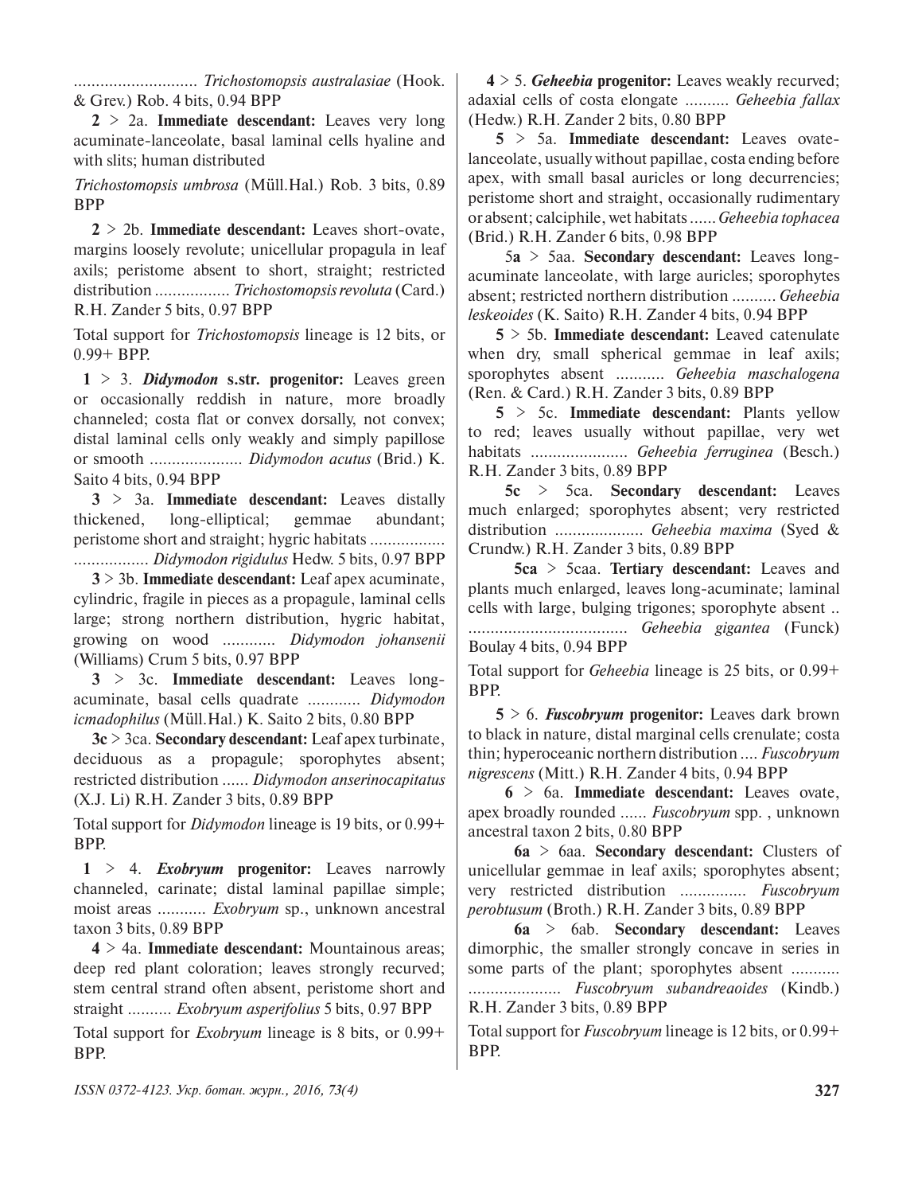............................ *Trichostomopsis australasiae* (Hook. & Grev.) Rob. 4 bits, 0.94 BPP

**2** > 2a. **Immediate descendant:** Leaves very long acuminate-lanceolate, basal laminal cells hyaline and with slits; human distributed

*Trichostomopsis umbrosa* (Müll.Hal.) Rob. 3 bits, 0.89 BPP

**2** > 2b. **Immediate descendant:** Leaves short-ovate, margins loosely revolute; unicellular propagula in leaf axils; peristome absent to short, straight; restricted distribution ................. *Trichostomopsis revoluta* (Card.) R.H. Zander 5 bits, 0.97 BPP

Total support for *Trichostomopsis* lineage is 12 bits, or 0.99+ BPP.

**1** > 3. ***Didymodon* s.str. progenitor:** Leaves green or occasionally reddish in nature, more broadly channeled; costa flat or convex dorsally, not convex; distal laminal cells only weakly and simply papillose or smooth ..................... *Didymodon acutus* (Brid.) K. Saito 4 bits, 0.94 BPP

**3** > 3a. **Immediate descendant:** Leaves distally thickened, long-elliptical; gemmae abundant; peristome short and straight; hygric habitats ................. ................. *Didymodon rigidulus* Hedw. 5 bits, 0.97 BPP

**3** > 3b. **Immediate descendant:** Leaf apex acuminate, cylindric, fragile in pieces as a propagule, laminal cells large; strong northern distribution, hygric habitat, growing on wood ............ *Didymodon johansenii* (Williams) Crum 5 bits, 0.97 BPP

**3** > 3c. **Immediate descendant:** Leaves long-acuminate, basal cells quadrate ............ *Didymodon icmadophilus* (Müll.Hal.) K. Saito 2 bits, 0.80 BPP

**3c** > 3ca. **Secondary descendant:** Leaf apex turbinate, deciduous as a propagule; sporophytes absent; restricted distribution ...... *Didymodon anserinocapitatus* (X.J. Li) R.H. Zander 3 bits, 0.89 BPP

Total support for *Didymodon* lineage is 19 bits, or 0.99+ BPP.

**1** > 4. ***Exobryum* progenitor:** Leaves narrowly channeled, carinate; distal laminal papillae simple; moist areas ........... *Exobryum* sp., unknown ancestral taxon 3 bits, 0.89 BPP

**4** > 4a. **Immediate descendant:** Mountainous areas; deep red plant coloration; leaves strongly recurved; stem central strand often absent, peristome short and straight .......... *Exobryum asperifolius* 5 bits, 0.97 BPP

Total support for *Exobryum* lineage is 8 bits, or 0.99+ BPP.

**4** > 5. ***Geheebia* progenitor:** Leaves weakly recurved; adaxial cells of costa elongate .......... *Geheebia fallax* (Hedw.) R.H. Zander 2 bits, 0.80 BPP

**5** > 5a. **Immediate descendant:** Leaves ovate-lanceolate, usually without papillae, costa ending before apex, with small basal auricles or long decurrencies; peristome short and straight, occasionally rudimentary or absent; calciphile, wet habitats ...... *Geheebia tophacea* (Brid.) R.H. Zander 6 bits, 0.98 BPP

5**a** > 5aa. **Secondary descendant:** Leaves long-acuminate lanceolate, with large auricles; sporophytes absent; restricted northern distribution .......... *Geheebia leskeoides* (K. Saito) R.H. Zander 4 bits, 0.94 BPP

**5** > 5b. **Immediate descendant:** Leaved catenulate when dry, small spherical gemmae in leaf axils; sporophytes absent ........... *Geheebia maschalogena* (Ren. & Card.) R.H. Zander 3 bits, 0.89 BPP

**5** > 5c. **Immediate descendant:** Plants yellow to red; leaves usually without papillae, very wet habitats ...................... *Geheebia ferruginea* (Besch.) R.H. Zander 3 bits, 0.89 BPP

**5c** > 5ca. **Secondary descendant:** Leaves much enlarged; sporophytes absent; very restricted distribution .................... *Geheebia maxima* (Syed & Crundw.) R.H. Zander 3 bits, 0.89 BPP

**5ca** > 5caa. **Tertiary descendant:** Leaves and plants much enlarged, leaves long-acuminate; laminal cells with large, bulging trigones; sporophyte absent .. .................................... *Geheebia gigantea* (Funck) Boulay 4 bits, 0.94 BPP

Total support for *Geheebia* lineage is 25 bits, or 0.99+ BPP.

**5** > 6. ***Fuscobryum* progenitor:** Leaves dark brown to black in nature, distal marginal cells crenulate; costa thin; hyperoceanic northern distribution .... *Fuscobryum nigrescens* (Mitt.) R.H. Zander 4 bits, 0.94 BPP

**6** > 6a. **Immediate descendant:** Leaves ovate, apex broadly rounded ...... *Fuscobryum* spp. , unknown ancestral taxon 2 bits, 0.80 BPP

**6a** > 6aa. **Secondary descendant:** Clusters of unicellular gemmae in leaf axils; sporophytes absent; very restricted distribution ............... *Fuscobryum perobtusum* (Broth.) R.H. Zander 3 bits, 0.89 BPP

**6a** > 6ab. **Secondary descendant:** Leaves dimorphic, the smaller strongly concave in series in some parts of the plant; sporophytes absent ........... ..................... *Fuscobryum subandreaoides* (Kindb.) R.H. Zander 3 bits, 0.89 BPP

Total support for *Fuscobryum* lineage is 12 bits, or 0.99+ BPP.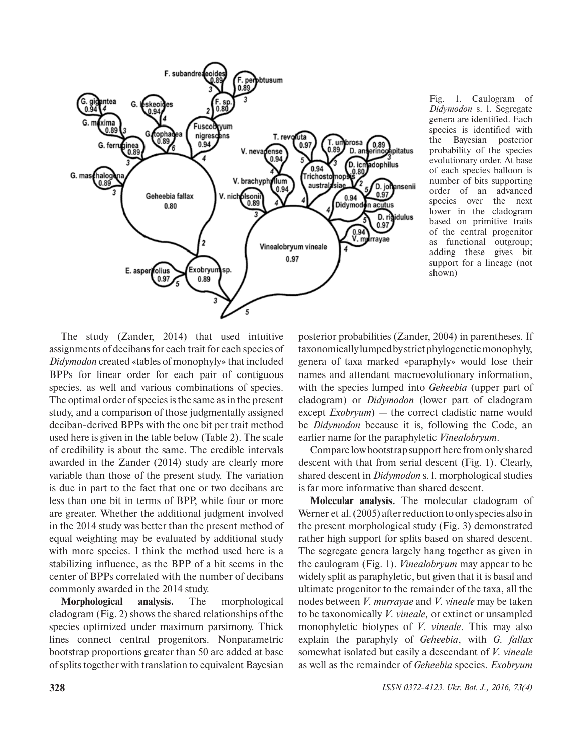Fig. 1. Caulogram of *Didymodon* s. l. Segregate genera are identified. Each species is identified with the Bayesian posterior probability of the species evolutionary order. At base of each species balloon is number of bits supporting order of an advanced species over the next lower in the cladogram based on primitive traits of the central progenitor as functional outgroup; adding these gives bit support for a lineage (not shown)

The study (Zander, 2014) that used intuitive assignments of decibans for each trait for each species of *Didymodon* created «tables of monophyly» that included BPPs for linear order for each pair of contiguous species, as well and various combinations of species. The optimal order of species is the same as in the present study, and a comparison of those judgmentally assigned deciban-derived BPPs with the one bit per trait method used here is given in the table below (Table 2). The scale of credibility is about the same. The credible intervals awarded in the Zander (2014) study are clearly more variable than those of the present study. The variation is due in part to the fact that one or two decibans are less than one bit in terms of BPP, while four or more are greater. Whether the additional judgment involved in the 2014 study was better than the present method of equal weighting may be evaluated by additional study with more species. I think the method used here is a stabilizing influence, as the BPP of a bit seems in the center of BPPs correlated with the number of decibans commonly awarded in the 2014 study.

**Morphological analysis.** The morphological cladogram (Fig. 2) shows the shared relationships of the species optimized under maximum parsimony. Thick lines connect central progenitors. Nonparametric bootstrap proportions greater than 50 are added at base of splits together with translation to equivalent Bayesian posterior probabilities (Zander, 2004) in parentheses. If taxonomically lumped by strict phylogenetic monophyly, genera of taxa marked «paraphyly» would lose their names and attendant macroevolutionary information, with the species lumped into *Geheebia* (upper part of cladogram) or *Didymodon* (lower part of cladogram except *Exobryum*) — the correct cladistic name would be *Didymodon* because it is, following the Code, an earlier name for the paraphyletic *Vinealobryum*.

Compare low bootstrap support here from only shared descent with that from serial descent (Fig. 1). Clearly, shared descent in *Didymodon* s. l. morphological studies is far more informative than shared descent.

**Molecular analysis.** The molecular cladogram of Werner et al. (2005) after reduction to only species also in the present morphological study (Fig. 3) demonstrated rather high support for splits based on shared descent. The segregate genera largely hang together as given in the caulogram (Fig. 1). *Vinealobryum* may appear to be widely split as paraphyletic, but given that it is basal and ultimate progenitor to the remainder of the taxa, all the nodes between *V. murrayae* and *V. vineale* may be taken to be taxonomically *V. vineale,* or extinct or unsampled monophyletic biotypes of *V. vineale*. This may also explain the paraphyly of *Geheebia*, with *G. fallax* somewhat isolated but easily a descendant of *V. vineale* as well as the remainder of *Geheebia* species. *Exobryum*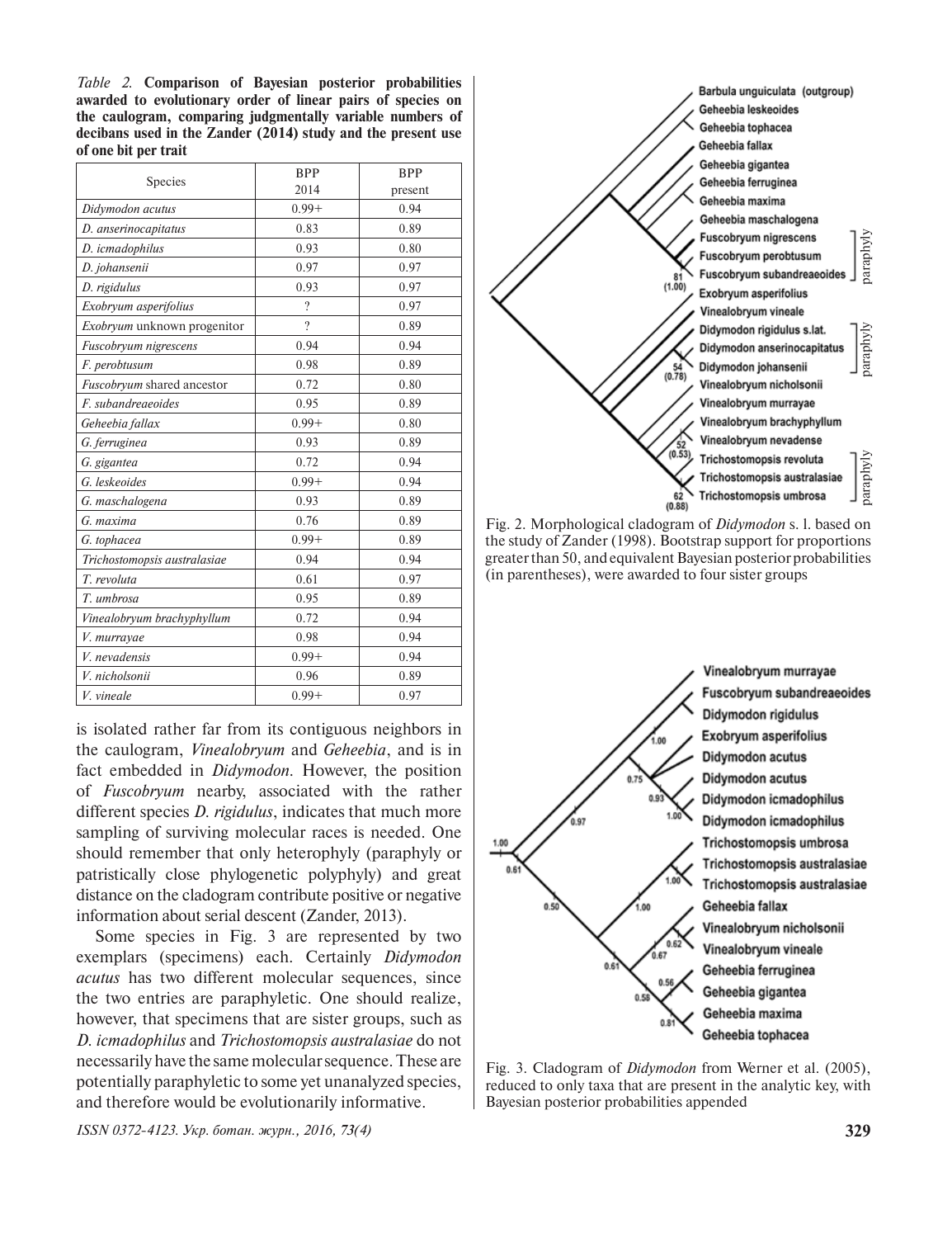*Table 2.* **Comparison of Bayesian posterior probabilities awarded to evolutionary order of linear pairs of species on the caulogram, comparing judgmentally variable numbers of decibans used in the Zander (2014) study and the present use of one bit per trait**

| Species | BPP 2014 | BPP present |
|---|---|---|
| *Didymodon acutus* | 0.99+ | 0.94 |
| *D. anserinocapitatus* | 0.83 | 0.89 |
| *D. icmadophilus* | 0.93 | 0.80 |
| *D. johansenii* | 0.97 | 0.97 |
| *D. rigidulus* | 0.93 | 0.97 |
| *Exobryum asperifolius* | ? | 0.97 |
| *Exobryum* unknown progenitor | ? | 0.89 |
| *Fuscobryum nigrescens* | 0.94 | 0.94 |
| *F. perobtusum* | 0.98 | 0.89 |
| *Fuscobryum* shared ancestor | 0.72 | 0.80 |
| *F. subandreaeoides* | 0.95 | 0.89 |
| *Geheebia fallax* | 0.99+ | 0.80 |
| *G. ferruginea* | 0.93 | 0.89 |
| *G. gigantea* | 0.72 | 0.94 |
| *G. leskeoides* | 0.99+ | 0.94 |
| *G. maschalogena* | 0.93 | 0.89 |
| *G. maxima* | 0.76 | 0.89 |
| *G. tophacea* | 0.99+ | 0.89 |
| *Trichostomopsis australasiae* | 0.94 | 0.94 |
| *T. revoluta* | 0.61 | 0.97 |
| *T. umbrosa* | 0.95 | 0.89 |
| *Vinealobryum brachyphyllum* | 0.72 | 0.94 |
| *V. murrayae* | 0.98 | 0.94 |
| *V. nevadensis* | 0.99+ | 0.94 |
| *V. nicholsonii* | 0.96 | 0.89 |
| *V. vineale* | 0.99+ | 0.97 |

is isolated rather far from its contiguous neighbors in the caulogram, *Vinealobryum* and *Geheebia*, and is in fact embedded in *Didymodon*. However, the position of *Fuscobryum* nearby, associated with the rather different species *D. rigidulus*, indicates that much more sampling of surviving molecular races is needed. One should remember that only heterophyly (paraphyly or patristically close phylogenetic polyphyly) and great distance on the cladogram contribute positive or negative information about serial descent (Zander, 2013).

Some species in Fig. 3 are represented by two exemplars (specimens) each. Certainly *Didymodon acutus* has two different molecular sequences, since the two entries are paraphyletic. One should realize, however, that specimens that are sister groups, such as *D. icmadophilus* and *Trichostomopsis australasiae* do not necessarily have the same molecular sequence. These are potentially paraphyletic to some yet unanalyzed species, and therefore would be evolutionarily informative.

Fig. 2. Morphological cladogram of *Didymodon* s. l. based on the study of Zander (1998). Bootstrap support for proportions greater than 50, and equivalent Bayesian posterior probabilities (in parentheses), were awarded to four sister groups

Fig. 3. Cladogram of *Didymodon* from Werner et al. (2005), reduced to only taxa that are present in the analytic key, with Bayesian posterior probabilities appended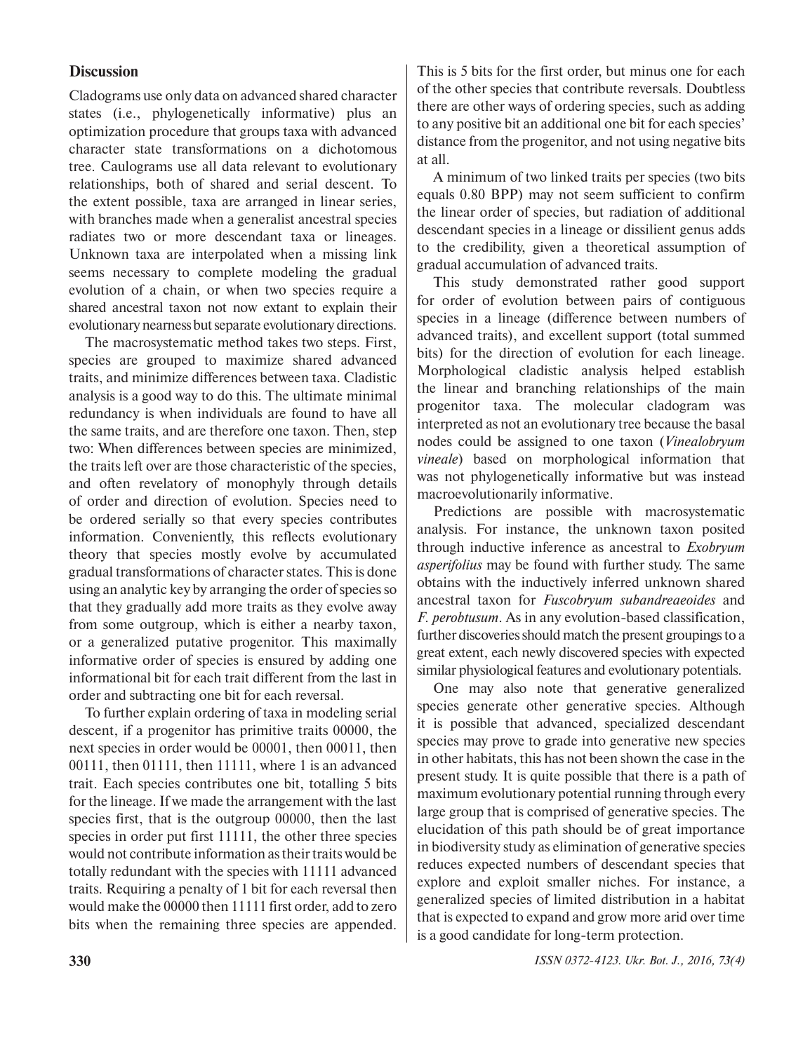## Discussion

Cladograms use only data on advanced shared character states (i.e., phylogenetically informative) plus an optimization procedure that groups taxa with advanced character state transformations on a dichotomous tree. Caulograms use all data relevant to evolutionary relationships, both of shared and serial descent. To the extent possible, taxa are arranged in linear series, with branches made when a generalist ancestral species radiates two or more descendant taxa or lineages. Unknown taxa are interpolated when a missing link seems necessary to complete modeling the gradual evolution of a chain, or when two species require a shared ancestral taxon not now extant to explain their evolutionary nearness but separate evolutionary directions.

The macrosystematic method takes two steps. First, species are grouped to maximize shared advanced traits, and minimize differences between taxa. Cladistic analysis is a good way to do this. The ultimate minimal redundancy is when individuals are found to have all the same traits, and are therefore one taxon. Then, step two: When differences between species are minimized, the traits left over are those characteristic of the species, and often revelatory of monophyly through details of order and direction of evolution. Species need to be ordered serially so that every species contributes information. Conveniently, this reflects evolutionary theory that species mostly evolve by accumulated gradual transformations of character states. This is done using an analytic key by arranging the order of species so that they gradually add more traits as they evolve away from some outgroup, which is either a nearby taxon, or a generalized putative progenitor. This maximally informative order of species is ensured by adding one informational bit for each trait different from the last in order and subtracting one bit for each reversal.

To further explain ordering of taxa in modeling serial descent, if a progenitor has primitive traits 00000, the next species in order would be 00001, then 00011, then 00111, then 01111, then 11111, where 1 is an advanced trait. Each species contributes one bit, totalling 5 bits for the lineage. If we made the arrangement with the last species first, that is the outgroup 00000, then the last species in order put first 11111, the other three species would not contribute information as their traits would be totally redundant with the species with 11111 advanced traits. Requiring a penalty of 1 bit for each reversal then would make the 00000 then 11111 first order, add to zero bits when the remaining three species are appended. This is 5 bits for the first order, but minus one for each of the other species that contribute reversals. Doubtless there are other ways of ordering species, such as adding to any positive bit an additional one bit for each species' distance from the progenitor, and not using negative bits at all.

A minimum of two linked traits per species (two bits equals 0.80 BPP) may not seem sufficient to confirm the linear order of species, but radiation of additional descendant species in a lineage or dissilient genus adds to the credibility, given a theoretical assumption of gradual accumulation of advanced traits.

This study demonstrated rather good support for order of evolution between pairs of contiguous species in a lineage (difference between numbers of advanced traits), and excellent support (total summed bits) for the direction of evolution for each lineage. Morphological cladistic analysis helped establish the linear and branching relationships of the main progenitor taxa. The molecular cladogram was interpreted as not an evolutionary tree because the basal nodes could be assigned to one taxon (*Vinealobryum vineale*) based on morphological information that was not phylogenetically informative but was instead macroevolutionarily informative.

Predictions are possible with macrosystematic analysis. For instance, the unknown taxon posited through inductive inference as ancestral to *Exobryum asperifolius* may be found with further study. The same obtains with the inductively inferred unknown shared ancestral taxon for *Fuscobryum subandreaeoides* and *F. perobtusum*. As in any evolution-based classification, further discoveries should match the present groupings to a great extent, each newly discovered species with expected similar physiological features and evolutionary potentials.

One may also note that generative generalized species generate other generative species. Although it is possible that advanced, specialized descendant species may prove to grade into generative new species in other habitats, this has not been shown the case in the present study. It is quite possible that there is a path of maximum evolutionary potential running through every large group that is comprised of generative species. The elucidation of this path should be of great importance in biodiversity study as elimination of generative species reduces expected numbers of descendant species that explore and exploit smaller niches. For instance, a generalized species of limited distribution in a habitat that is expected to expand and grow more arid over time is a good candidate for long-term protection.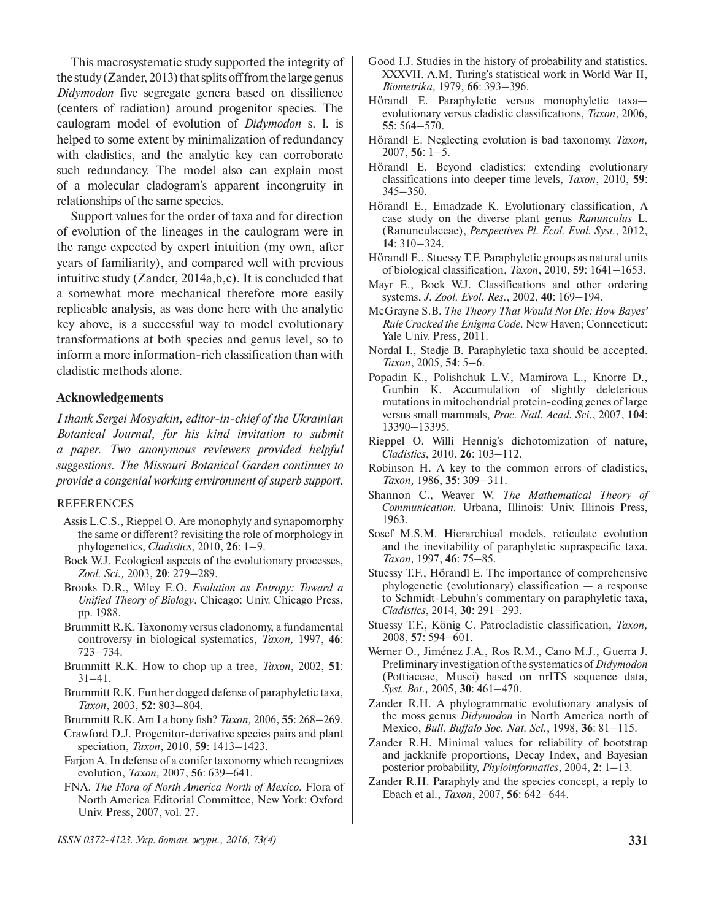This macrosystematic study supported the integrity of the study (Zander, 2013) that splits off from the large genus *Didymodon* five segregate genera based on dissilience (centers of radiation) around progenitor species. The caulogram model of evolution of *Didymodon* s. l. is helped to some extent by minimalization of redundancy with cladistics, and the analytic key can corroborate such redundancy. The model also can explain most of a molecular cladogram's apparent incongruity in relationships of the same species.

Support values for the order of taxa and for direction of evolution of the lineages in the caulogram were in the range expected by expert intuition (my own, after years of familiarity), and compared well with previous intuitive study (Zander, 2014a,b,c). It is concluded that a somewhat more mechanical therefore more easily replicable analysis, as was done here with the analytic key above, is a successful way to model evolutionary transformations at both species and genus level, so to inform a more information-rich classification than with cladistic methods alone.

## Acknowledgements

*I thank Sergei Mosyakin, editor-in-chief of the Ukrainian Botanical Journal, for his kind invitation to submit a paper. Two anonymous reviewers provided helpful suggestions. The Missouri Botanical Garden continues to provide a congenial working environment of superb support.*

## REFERENCES

Assis L.C.S., Rieppel O. Are monophyly and synapomorphy the same or different? revisiting the role of morphology in phylogenetics, *Cladistics*, 2010, **26**: 1–9.

Bock W.J. Ecological aspects of the evolutionary processes, *Zool. Sci.,* 2003, **20**: 279–289.

Brooks D.R., Wiley E.O. *Evolution as Entropy: Toward a Unified Theory of Biology*, Chicago: Univ. Chicago Press, pp. 1988.

Brummitt R.K. Taxonomy versus cladonomy, a fundamental controversy in biological systematics, *Taxon,* 1997, **46**: 723–734.

Brummitt R.K. How to chop up a tree, *Taxon*, 2002, **51**: 31–41.

Brummitt R.K. Further dogged defense of paraphyletic taxa, *Taxon*, 2003, **52**: 803–804.

Brummitt R.K. Am I a bony fish? *Taxon,* 2006, **55**: 268–269.

Crawford D.J. Progenitor-derivative species pairs and plant speciation, *Taxon*, 2010, **59**: 1413–1423.

Farjon A. In defense of a conifer taxonomy which recognizes evolution, *Taxon,* 2007, **56**: 639–641.

FNA. *The Flora of North America North of Mexico.* Flora of North America Editorial Committee, New York: Oxford Univ. Press, 2007, vol. 27.

Good I.J. Studies in the history of probability and statistics. XXXVII. A.M. Turing's statistical work in World War II, *Biometrika,* 1979, **66**: 393–396.

Hörandl E. Paraphyletic versus monophyletic taxa—evolutionary versus cladistic classifications, *Taxon*, 2006, **55**: 564–570.

Hörandl E. Neglecting evolution is bad taxonomy, *Taxon,* 2007, **56**: 1–5.

Hörandl E. Beyond cladistics: extending evolutionary classifications into deeper time levels, *Taxon*, 2010, **59**: 345–350.

Hörandl E., Emadzade K. Evolutionary classification, A case study on the diverse plant genus *Ranunculus* L. (Ranunculaceae), *Perspectives Pl. Ecol. Evol. Syst.,* 2012, **14**: 310–324.

Hörandl E., Stuessy T.F. Paraphyletic groups as natural units of biological classification, *Taxon*, 2010, **59**: 1641–1653.

Mayr E., Bock W.J. Classifications and other ordering systems, *J. Zool. Evol. Res*., 2002, **40**: 169–194.

McGrayne S.B. *The Theory That Would Not Die: How Bayes' Rule Cracked the Enigma Code.* New Haven; Connecticut: Yale Univ. Press, 2011.

Nordal I., Stedje B. Paraphyletic taxa should be accepted. *Taxon*, 2005, **54**: 5–6.

Popadin K., Polishchuk L.V., Mamirova L., Knorre D., Gunbin K. Accumulation of slightly deleterious mutations in mitochondrial protein-coding genes of large versus small mammals, *Proc. Natl. Acad. Sci.*, 2007, **104**: 13390–13395.

Rieppel O. Willi Hennig's dichotomization of nature, *Cladistics*, 2010, **26**: 103–112.

Robinson H. A key to the common errors of cladistics, *Taxon,* 1986, **35**: 309–311.

Shannon C., Weaver W. *The Mathematical Theory of Communication.* Urbana, Illinois: Univ. Illinois Press, 1963.

Sosef M.S.M. Hierarchical models, reticulate evolution and the inevitability of paraphyletic supraspecific taxa. *Taxon,* 1997, **46**: 75–85.

Stuessy T.F., Hörandl E. The importance of comprehensive phylogenetic (evolutionary) classification — a response to Schmidt-Lebuhn's commentary on paraphyletic taxa, *Cladistics*, 2014, **30**: 291–293.

Stuessy T.F., König C. Patrocladistic classification, *Taxon,* 2008, **57**: 594–601.

Werner O., Jiménez J.A., Ros R.M., Cano M.J., Guerra J. Preliminary investigation of the systematics of *Didymodon* (Pottiaceae, Musci) based on nrITS sequence data, *Syst. Bot.,* 2005, **30**: 461–470.

Zander R.H. A phylogrammatic evolutionary analysis of the moss genus *Didymodon* in North America north of Mexico, *Bull. Buffalo Soc. Nat. Sci.*, 1998, **36**: 81–115.

Zander R.H. Minimal values for reliability of bootstrap and jackknife proportions, Decay Index, and Bayesian posterior probability, *Phyloinformatics*, 2004, **2**: 1–13.

Zander R.H. Paraphyly and the species concept, a reply to Ebach et al., *Taxon*, 2007, **56**: 642–644.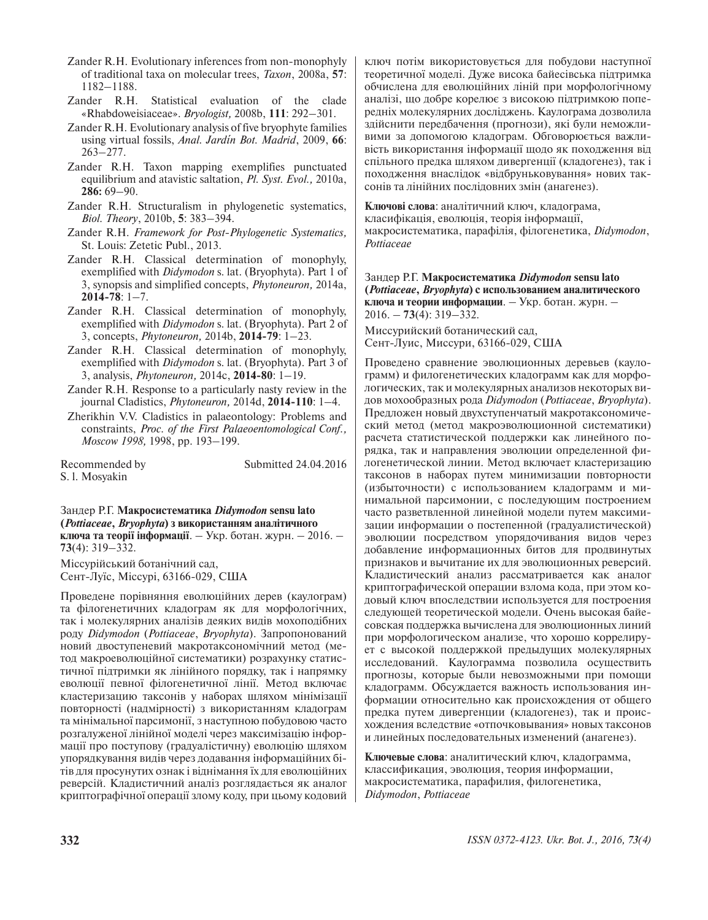Zander R.H. Evolutionary inferences from non-monophyly of traditional taxa on molecular trees, *Taxon*, 2008a, **57**: 1182–1188.

Zander R.H. Statistical evaluation of the clade «Rhabdoweisiaceae». *Bryologist,* 2008b, **111**: 292–301.

Zander R.H. Evolutionary analysis of five bryophyte families using virtual fossils, *Anal. Jardín Bot. Madrid*, 2009, **66**: 263–277.

Zander R.H. Taxon mapping exemplifies punctuated equilibrium and atavistic saltation, *Pl. Syst. Evol.,* 2010a, **286:** 69–90.

Zander R.H. Structuralism in phylogenetic systematics, *Biol. Theory*, 2010b, **5**: 383–394.

Zander R.H. *Framework for Post-Phylogenetic Systematics,* St. Louis: Zetetic Publ., 2013.

Zander R.H. Classical determination of monophyly, exemplified with *Didymodon* s. lat. (Bryophyta). Part 1 of 3, synopsis and simplified concepts, *Phytoneuron,* 2014a, **2014-78**: 1–7.

Zander R.H. Classical determination of monophyly, exemplified with *Didymodon* s. lat. (Bryophyta). Part 2 of 3, concepts, *Phytoneuron,* 2014b, **2014-79**: 1–23.

Zander R.H. Classical determination of monophyly, exemplified with *Didymodon* s. lat. (Bryophyta). Part 3 of 3, analysis, *Phytoneuron,* 2014c, **2014-80**: 1–19.

Zander R.H. Response to a particularly nasty review in the journal Cladistics, *Phytoneuron,* 2014d, **2014-110**: 1–4.

Zherikhin V.V. Cladistics in palaeontology: Problems and constraints, *Proc. of the First Palaeoentomological Conf., Moscow 1998,* 1998, pp. 193–199.

Recommended by S. l. Mosyakin

Submitted 24.04.2016

Зандер Р.Г. **Макросистематика *Didymodon* sensu lato (*Pottiaceae*, *Bryophyta*) з використанням аналітичного ключа та теорії інформації**. — Укр. ботан. журн. — 2016. — **73**(4): 319–332.

Міссурійський ботанічний сад, Сент-Луїс, Міссурі, 63166-029, США

Проведене порівняння еволюційних дерев (каулограм) та філогенетичних кладограм як для морфологічних, так і молекулярних аналізів деяких видів мохоподібних роду *Didymodon* (*Pottiaceae*, *Bryophyta*). Запропонований новий двоступеневий макротаксономічний метод (метод макроеволюційної систематики) розрахунку статистичної підтримки як лінійного порядку, так і напрямку еволюції певної філогенетичної лінії. Метод включає кластеризацію таксонів у наборах шляхом мінімізації повторності (надмірності) з використанням кладограм та мінімальної парсимонії, з наступною побудовою часто розгалуженої лінійної моделі через максимізацію інформації про поступову (градуалістичну) еволюцію шляхом упорядкування видів через додавання інформаційних бітів для просунутих ознак і віднімання їх для еволюційних реверсій. Кладистичний аналіз розглядається як аналог криптографічної операції злому коду, при цьому кодовий ключ потім використовується для побудови наступної теоретичної моделі. Дуже висока байєсівська підтримка обчислена для еволюційних ліній при морфологічному аналізі, що добре корелює з високою підтримкою попередніх молекулярних досліджень. Каулограма дозволила здійснити передбачення (прогнози), які були неможливими за допомогою кладограм. Обговорюється важливість використання інформації щодо як походження від спільного предка шляхом дивергенції (кладогенез), так і походження внаслідок «відбруньковування» нових таксонів та лінійних послідовних змін (анагенез).

**Ключові слова**: аналітичний ключ, кладограма, класифікація, еволюція, теорія інформації, макросистематика, парафілія, філогенетика, *Didymodon*, *Pottiaceae*

Зандер Р.Г. **Макросистематика *Didymodon* sensu lato (*Pottiaceae*, *Bryophyta*) с использованием аналитического ключа и теории информации**. — Укр. ботан. журн. — 2016. — **73**(4): 319–332.

Миссурийский ботанический сад, Сент-Луис, Миссури, 63166-029, США

Проведено сравнение эволюционных деревьев (каулограмм) и филогенетических кладограмм как для морфологических, так и молекулярных анализов некоторых видов мохообразных рода *Didymodon* (*Pottiaceae*, *Bryophyta*). Предложен новый двухступенчатый макротаксономический метод (метод макроэволюционной систематики) расчета статистической поддержки как линейного порядка, так и направления эволюции определенной филогенетической линии. Метод включает кластеризацию таксонов в наборах путем минимизации повторности (избыточности) с использованием кладограмм и минимальной парсимонии, с последующим построением часто разветвленной линейной модели путем максимизации информации о постепенной (градуалистической) эволюции посредством упорядочивания видов через добавление информационных битов для продвинутых признаков и вычитание их для эволюционных реверсий. Кладистический анализ рассматривается как аналог криптографической операции взлома кода, при этом кодовый ключ впоследствии используется для построения следующей теоретической модели. Очень высокая байесовская поддержка вычислена для эволюционных линий при морфологическом анализе, что хорошо коррелирует с высокой поддержкой предыдущих молекулярных исследований. Каулограмма позволила осуществить прогнозы, которые были невозможными при помощи кладограмм. Обсуждается важность использования информации относительно как происхождения от общего предка путем дивергенции (кладогенез), так и происхождения вследствие «отпочковывания» новых таксонов и линейных последовательных изменений (анагенез).

**Ключевые слова**: аналитический ключ, кладограмма, классификация, эволюция, теория информации, макросистематика, парафилия, филогенетика, *Didymodon*, *Pottiaceae*